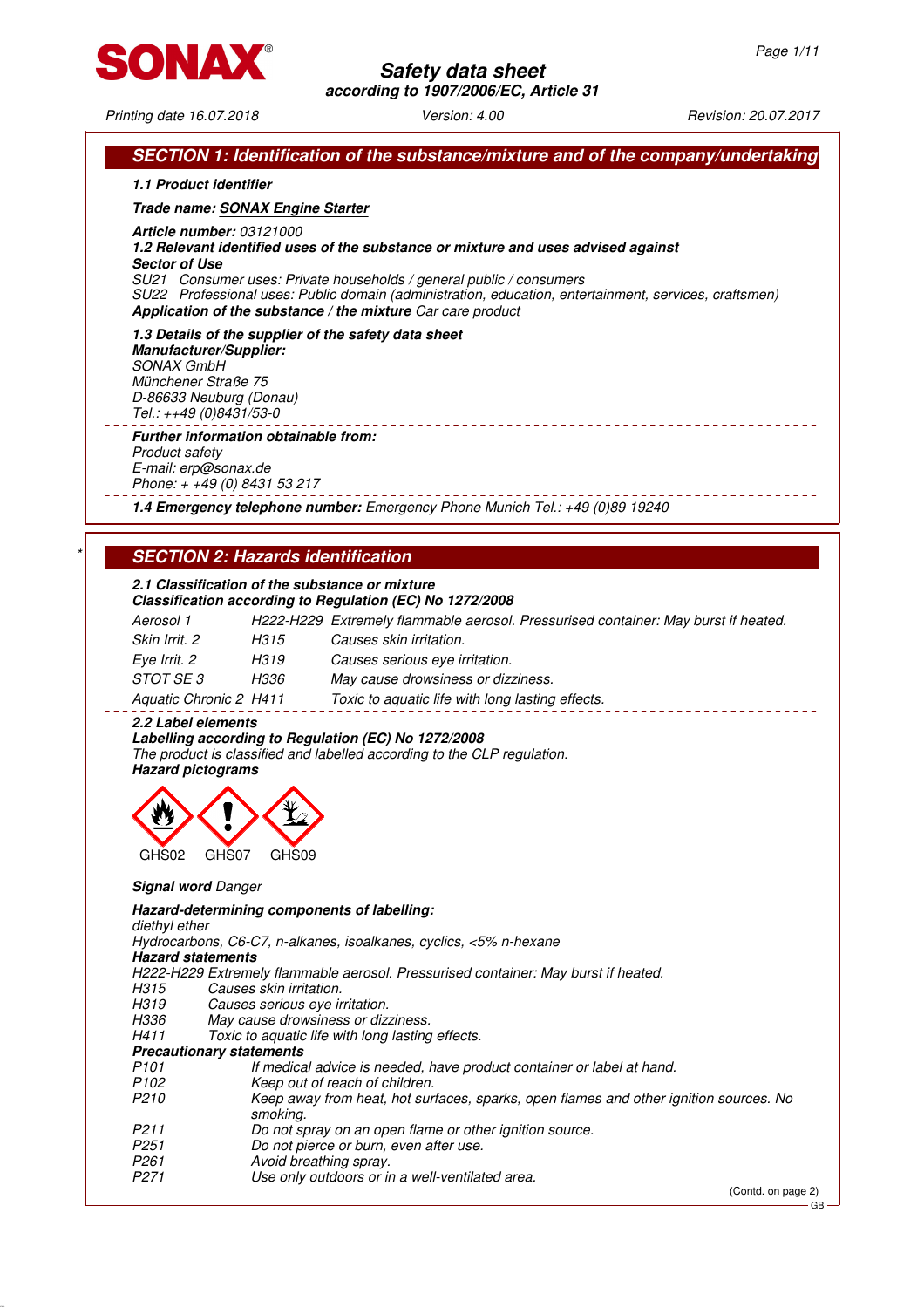**SONAX**

# Safety data sheet
**according to 1907/2006/EC, Article 31**

*Printing date 16.07.2018* *Version: 4.00* *Revision: 20.07.2017*

## SECTION 1: Identification of the substance/mixture and of the company/undertaking

**1.1 Product identifier**

**Trade name: SONAX Engine Starter**

**Article number:** 03121000

**1.2 Relevant identified uses of the substance or mixture and uses advised against**

**Sector of Use**

SU21 Consumer uses: Private households / general public / consumers

SU22 Professional uses: Public domain (administration, education, entertainment, services, craftsmen)

**Application of the substance / the mixture** Car care product

**1.3 Details of the supplier of the safety data sheet**

**Manufacturer/Supplier:**

SONAX GmbH
Münchener Straße 75
D-86633 Neuburg (Donau)
Tel.: ++49 (0)8431/53-0

**Further information obtainable from:**

Product safety
E-mail: erp@sonax.de
Phone: + +49 (0) 8431 53 217

**1.4 Emergency telephone number:** Emergency Phone Munich Tel.: +49 (0)89 19240

## SECTION 2: Hazards identification

**2.1 Classification of the substance or mixture**

**Classification according to Regulation (EC) No 1272/2008**

| | | |
|---|---|---|
| Aerosol 1 | H222-H229 | Extremely flammable aerosol. Pressurised container: May burst if heated. |
| Skin Irrit. 2 | H315 | Causes skin irritation. |
| Eye Irrit. 2 | H319 | Causes serious eye irritation. |
| STOT SE 3 | H336 | May cause drowsiness or dizziness. |
| Aquatic Chronic 2 | H411 | Toxic to aquatic life with long lasting effects. |

**2.2 Label elements**

**Labelling according to Regulation (EC) No 1272/2008**

The product is classified and labelled according to the CLP regulation.

**Hazard pictograms**

GHS02 GHS07 GHS09

**Signal word** Danger

**Hazard-determining components of labelling:**

diethyl ether
Hydrocarbons, C6-C7, n-alkanes, isoalkanes, cyclics, <5% n-hexane

**Hazard statements**

H222-H229 Extremely flammable aerosol. Pressurised container: May burst if heated.
H315 Causes skin irritation.
H319 Causes serious eye irritation.
H336 May cause drowsiness or dizziness.
H411 Toxic to aquatic life with long lasting effects.

**Precautionary statements**

| | |
|---|---|
| P101 | If medical advice is needed, have product container or label at hand. |
| P102 | Keep out of reach of children. |
| P210 | Keep away from heat, hot surfaces, sparks, open flames and other ignition sources. No smoking. |
| P211 | Do not spray on an open flame or other ignition source. |
| P251 | Do not pierce or burn, even after use. |
| P261 | Avoid breathing spray. |
| P271 | Use only outdoors or in a well-ventilated area. |

(Contd. on page 2)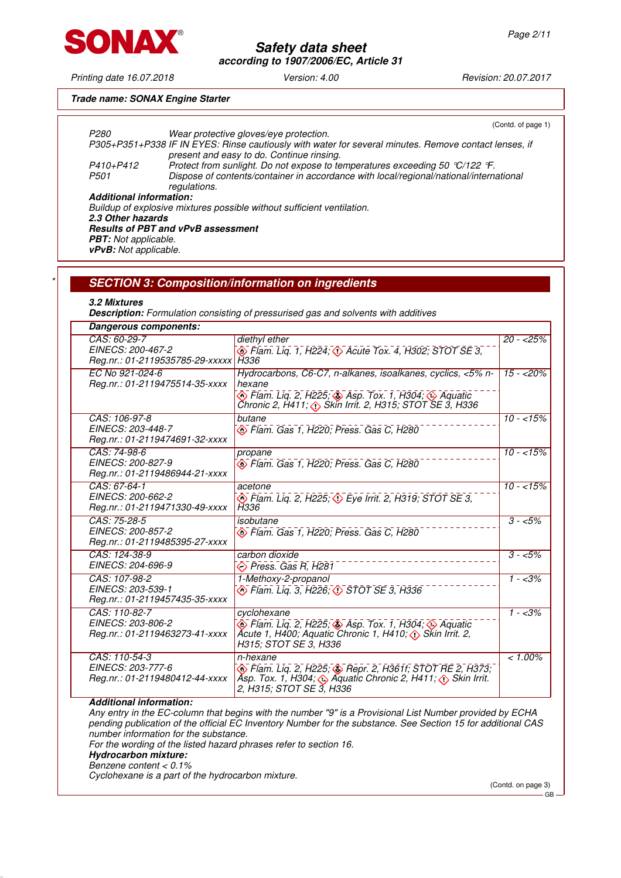**Trade name: SONAX Engine Starter**

(Contd. of page 1)

P280 Wear protective gloves/eye protection.

P305+P351+P338 IF IN EYES: Rinse cautiously with water for several minutes. Remove contact lenses, if present and easy to do. Continue rinsing.

P410+P412 Protect from sunlight. Do not expose to temperatures exceeding 50 °C/122 °F.

P501 Dispose of contents/container in accordance with local/regional/national/international regulations.

**Additional information:**

Buildup of explosive mixtures possible without sufficient ventilation.

**2.3 Other hazards**

**Results of PBT and vPvB assessment**

**PBT:** Not applicable.

**vPvB:** Not applicable.

## SECTION 3: Composition/information on ingredients

**3.2 Mixtures**

**Description:** Formulation consisting of pressurised gas and solvents with additives

| **Dangerous components:** | | |
|---|---|---|
| CAS: 60-29-7<br>EINECS: 200-467-2<br>Reg.nr.: 01-2119535785-29-xxxxx | diethyl ether<br>Flam. Liq. 1, H224; Acute Tox. 4, H302; STOT SE 3, H336 | 20 - <25% |
| EC No 921-024-6<br>Reg.nr.: 01-2119475514-35-xxxx | Hydrocarbons, C6-C7, n-alkanes, isoalkanes, cyclics, <5% n-hexane<br>Flam. Liq. 2, H225; Asp. Tox. 1, H304; Aquatic Chronic 2, H411; Skin Irrit. 2, H315; STOT SE 3, H336 | 15 - <20% |
| CAS: 106-97-8<br>EINECS: 203-448-7<br>Reg.nr.: 01-2119474691-32-xxxx | butane<br>Flam. Gas 1, H220; Press. Gas C, H280 | 10 - <15% |
| CAS: 74-98-6<br>EINECS: 200-827-9<br>Reg.nr.: 01-2119486944-21-xxxx | propane<br>Flam. Gas 1, H220; Press. Gas C, H280 | 10 - <15% |
| CAS: 67-64-1<br>EINECS: 200-662-2<br>Reg.nr.: 01-2119471330-49-xxxx | acetone<br>Flam. Liq. 2, H225; Eye Irrit. 2, H319; STOT SE 3, H336 | 10 - <15% |
| CAS: 75-28-5<br>EINECS: 200-857-2<br>Reg.nr.: 01-2119485395-27-xxxx | isobutane<br>Flam. Gas 1, H220; Press. Gas C, H280 | 3 - <5% |
| CAS: 124-38-9<br>EINECS: 204-696-9 | carbon dioxide<br>Press. Gas R, H281 | 3 - <5% |
| CAS: 107-98-2<br>EINECS: 203-539-1<br>Reg.nr.: 01-2119457435-35-xxxx | 1-Methoxy-2-propanol<br>Flam. Liq. 3, H226; STOT SE 3, H336 | 1 - <3% |
| CAS: 110-82-7<br>EINECS: 203-806-2<br>Reg.nr.: 01-2119463273-41-xxxx | cyclohexane<br>Flam. Liq. 2, H225; Asp. Tox. 1, H304; Aquatic Acute 1, H400; Aquatic Chronic 1, H410; Skin Irrit. 2, H315; STOT SE 3, H336 | 1 - <3% |
| CAS: 110-54-3<br>EINECS: 203-777-6<br>Reg.nr.: 01-2119480412-44-xxxx | n-hexane<br>Flam. Liq. 2, H225; Repr. 2, H361f; STOT RE 2, H373; Asp. Tox. 1, H304; Aquatic Chronic 2, H411; Skin Irrit. 2, H315; STOT SE 3, H336 | < 1.00% |

**Additional information:**

Any entry in the EC-column that begins with the number "9" is a Provisional List Number provided by ECHA pending publication of the official EC Inventory Number for the substance. See Section 15 for additional CAS number information for the substance.

For the wording of the listed hazard phrases refer to section 16.

**Hydrocarbon mixture:**

Benzene content < 0.1%

Cyclohexane is a part of the hydrocarbon mixture.

(Contd. on page 3)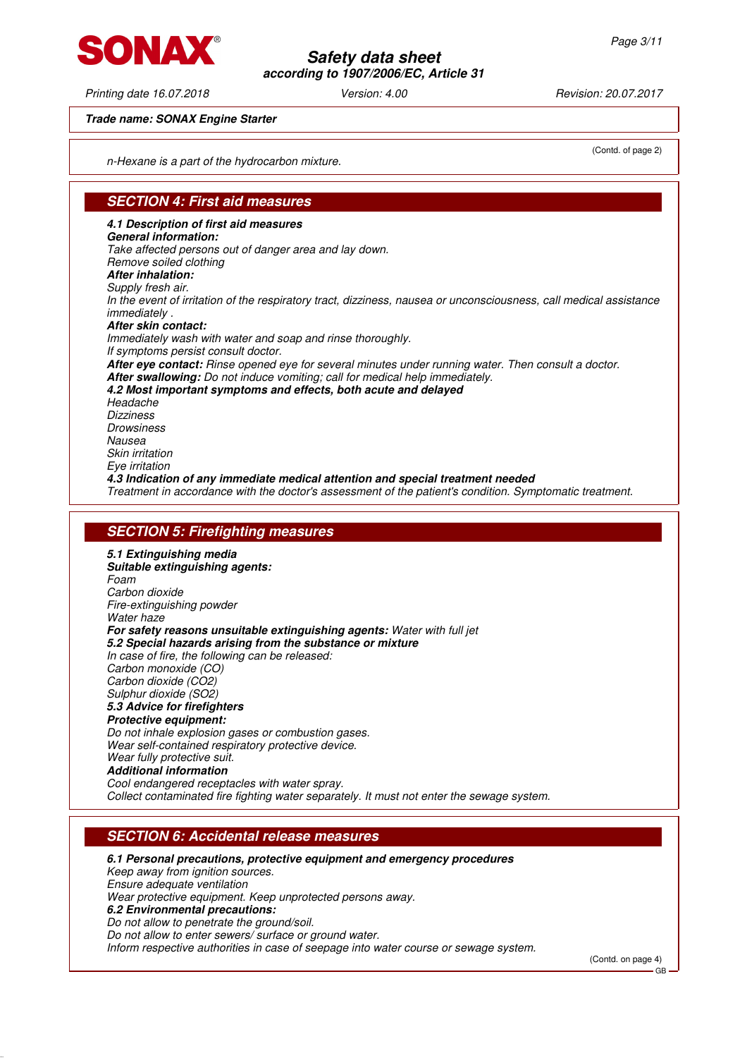**Trade name: SONAX Engine Starter**

(Contd. of page 2)

n-Hexane is a part of the hydrocarbon mixture.

## SECTION 4: First aid measures

**4.1 Description of first aid measures**

**General information:**
Take affected persons out of danger area and lay down.
Remove soiled clothing

**After inhalation:**
Supply fresh air.
In the event of irritation of the respiratory tract, dizziness, nausea or unconsciousness, call medical assistance immediately .

**After skin contact:**
Immediately wash with water and soap and rinse thoroughly.
If symptoms persist consult doctor.

**After eye contact:** Rinse opened eye for several minutes under running water. Then consult a doctor.

**After swallowing:** Do not induce vomiting; call for medical help immediately.

**4.2 Most important symptoms and effects, both acute and delayed**
Headache
Dizziness
Drowsiness
Nausea
Skin irritation
Eye irritation

**4.3 Indication of any immediate medical attention and special treatment needed**
Treatment in accordance with the doctor's assessment of the patient's condition. Symptomatic treatment.

## SECTION 5: Firefighting measures

**5.1 Extinguishing media**

**Suitable extinguishing agents:**
Foam
Carbon dioxide
Fire-extinguishing powder
Water haze

**For safety reasons unsuitable extinguishing agents:** Water with full jet

**5.2 Special hazards arising from the substance or mixture**
In case of fire, the following can be released:
Carbon monoxide (CO)
Carbon dioxide ($CO_2$)
Sulphur dioxide ($SO_2$)

**5.3 Advice for firefighters**

**Protective equipment:**
Do not inhale explosion gases or combustion gases.
Wear self-contained respiratory protective device.
Wear fully protective suit.

**Additional information**
Cool endangered receptacles with water spray.
Collect contaminated fire fighting water separately. It must not enter the sewage system.

## SECTION 6: Accidental release measures

**6.1 Personal precautions, protective equipment and emergency procedures**
Keep away from ignition sources.
Ensure adequate ventilation
Wear protective equipment. Keep unprotected persons away.

**6.2 Environmental precautions:**
Do not allow to penetrate the ground/soil.
Do not allow to enter sewers/ surface or ground water.
Inform respective authorities in case of seepage into water course or sewage system.

(Contd. on page 4)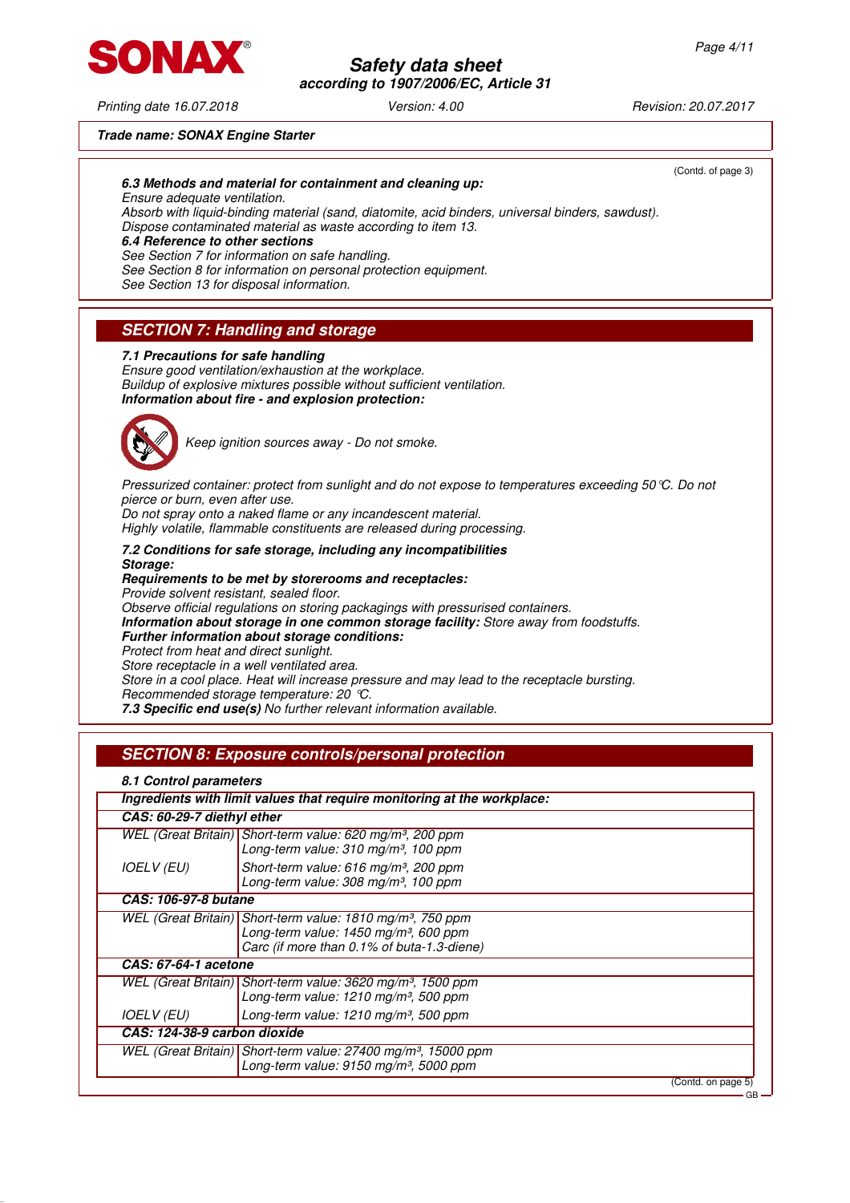Trade name: SONAX Engine Starter

(Contd. of page 3)

**6.3 Methods and material for containment and cleaning up:**
Ensure adequate ventilation.
Absorb with liquid-binding material (sand, diatomite, acid binders, universal binders, sawdust).
Dispose contaminated material as waste according to item 13.
**6.4 Reference to other sections**
See Section 7 for information on safe handling.
See Section 8 for information on personal protection equipment.
See Section 13 for disposal information.

## SECTION 7: Handling and storage

**7.1 Precautions for safe handling**
Ensure good ventilation/exhaustion at the workplace.
Buildup of explosive mixtures possible without sufficient ventilation.
**Information about fire - and explosion protection:**

Keep ignition sources away - Do not smoke.

Pressurized container: protect from sunlight and do not expose to temperatures exceeding 50°C. Do not pierce or burn, even after use.
Do not spray onto a naked flame or any incandescent material.
Highly volatile, flammable constituents are released during processing.

**7.2 Conditions for safe storage, including any incompatibilities**
**Storage:**
**Requirements to be met by storerooms and receptacles:**
Provide solvent resistant, sealed floor.
Observe official regulations on storing packagings with pressurised containers.
**Information about storage in one common storage facility:** Store away from foodstuffs.
**Further information about storage conditions:**
Protect from heat and direct sunlight.
Store receptacle in a well ventilated area.
Store in a cool place. Heat will increase pressure and may lead to the receptacle bursting.
Recommended storage temperature: 20 °C.
**7.3 Specific end use(s)** No further relevant information available.

## SECTION 8: Exposure controls/personal protection

**8.1 Control parameters**

| **Ingredients with limit values that require monitoring at the workplace:** | |
|---|---|
| **CAS: 60-29-7 diethyl ether** | |
| WEL (Great Britain) | Short-term value: 620 mg/m³, 200 ppm<br>Long-term value: 310 mg/m³, 100 ppm |
| IOELV (EU) | Short-term value: 616 mg/m³, 200 ppm<br>Long-term value: 308 mg/m³, 100 ppm |
| **CAS: 106-97-8 butane** | |
| WEL (Great Britain) | Short-term value: 1810 mg/m³, 750 ppm<br>Long-term value: 1450 mg/m³, 600 ppm<br>Carc (if more than 0.1% of buta-1.3-diene) |
| **CAS: 67-64-1 acetone** | |
| WEL (Great Britain) | Short-term value: 3620 mg/m³, 1500 ppm<br>Long-term value: 1210 mg/m³, 500 ppm |
| IOELV (EU) | Long-term value: 1210 mg/m³, 500 ppm |
| **CAS: 124-38-9 carbon dioxide** | |
| WEL (Great Britain) | Short-term value: 27400 mg/m³, 15000 ppm<br>Long-term value: 9150 mg/m³, 5000 ppm |

(Contd. on page 5)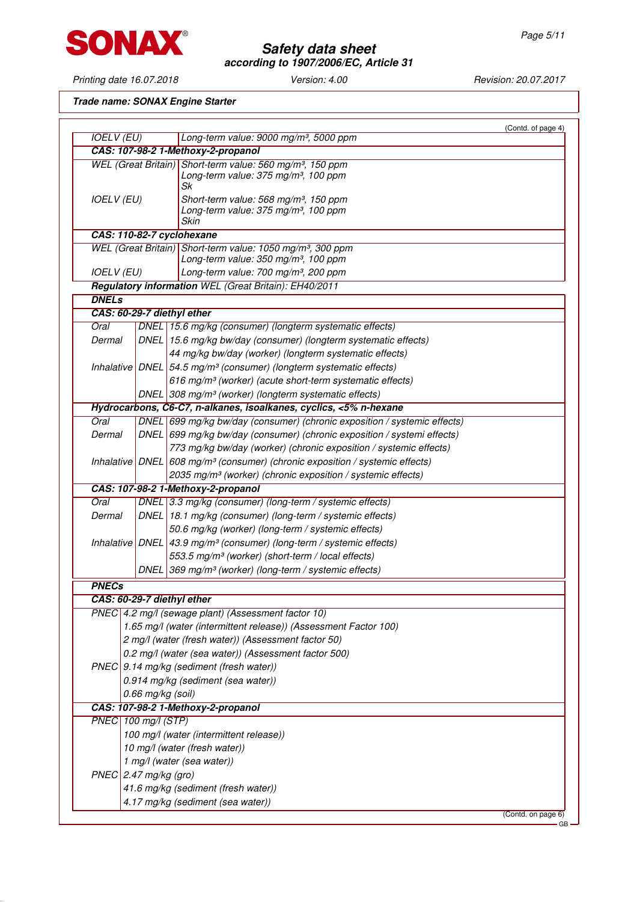**Safety data sheet**
**according to 1907/2006/EC, Article 31**

Printing date 16.07.2018 Version: 4.00 Revision: 20.07.2017

**Trade name: SONAX Engine Starter**

(Contd. of page 4)

| | |
|---|---|
| IOELV (EU) | Long-term value: 9000 mg/m³, 5000 ppm |
| **CAS: 107-98-2 1-Methoxy-2-propanol** | |
| WEL (Great Britain) | Short-term value: 560 mg/m³, 150 ppm<br>Long-term value: 375 mg/m³, 100 ppm<br>Sk |
| IOELV (EU) | Short-term value: 568 mg/m³, 150 ppm<br>Long-term value: 375 mg/m³, 100 ppm<br>Skin |
| **CAS: 110-82-7 cyclohexane** | |
| WEL (Great Britain) | Short-term value: 1050 mg/m³, 300 ppm<br>Long-term value: 350 mg/m³, 100 ppm |
| IOELV (EU) | Long-term value: 700 mg/m³, 200 ppm |

**Regulatory information** WEL (Great Britain): EH40/2011

**DNELs**

| | | |
|---|---|---|
| **CAS: 60-29-7 diethyl ether** | | |
| Oral | DNEL | 15.6 mg/kg (consumer) (longterm systematic effects) |
| Dermal | DNEL | 15.6 mg/kg bw/day (consumer) (longterm systematic effects) |
| | | 44 mg/kg bw/day (worker) (longterm systematic effects) |
| Inhalative | DNEL | 54.5 mg/m³ (consumer) (longterm systematic effects) |
| | | 616 mg/m³ (worker) (acute short-term systematic effects) |
| | DNEL | 308 mg/m³ (worker) (longterm systematic effects) |
| **Hydrocarbons, C6-C7, n-alkanes, isoalkanes, cyclics, <5% n-hexane** | | |
| Oral | DNEL | 699 mg/kg bw/day (consumer) (chronic exposition / systemic effects) |
| Dermal | DNEL | 699 mg/kg bw/day (consumer) (chronic exposition / systemi effects) |
| | | 773 mg/kg bw/day (worker) (chronic exposition / systemic effects) |
| Inhalative | DNEL | 608 mg/m³ (consumer) (chronic exposition / systemic effects) |
| | | 2035 mg/m³ (worker) (chronic exposition / systemic effects) |
| **CAS: 107-98-2 1-Methoxy-2-propanol** | | |
| Oral | DNEL | 3.3 mg/kg (consumer) (long-term / systemic effects) |
| Dermal | DNEL | 18.1 mg/kg (consumer) (long-term / systemic effects) |
| | | 50.6 mg/kg (worker) (long-term / systemic effects) |
| Inhalative | DNEL | 43.9 mg/m³ (consumer) (long-term / systemic effects) |
| | | 553.5 mg/m³ (worker) (short-term / local effects) |
| | DNEL | 369 mg/m³ (worker) (long-term / systemic effects) |

**PNECs**

| | |
|---|---|
| **CAS: 60-29-7 diethyl ether** | |
| PNEC | 4.2 mg/l (sewage plant) (Assessment factor 10) |
| | 1.65 mg/l (water (intermittent release)) (Assessment Factor 100) |
| | 2 mg/l (water (fresh water)) (Assessment factor 50) |
| | 0.2 mg/l (water (sea water)) (Assessment factor 500) |
| PNEC | 9.14 mg/kg (sediment (fresh water)) |
| | 0.914 mg/kg (sediment (sea water)) |
| | 0.66 mg/kg (soil) |
| **CAS: 107-98-2 1-Methoxy-2-propanol** | |
| PNEC | 100 mg/l (STP) |
| | 100 mg/l (water (intermittent release)) |
| | 10 mg/l (water (fresh water)) |
| | 1 mg/l (water (sea water)) |
| PNEC | 2.47 mg/kg (gro) |
| | 41.6 mg/kg (sediment (fresh water)) |
| | 4.17 mg/kg (sediment (sea water)) |

(Contd. on page 6)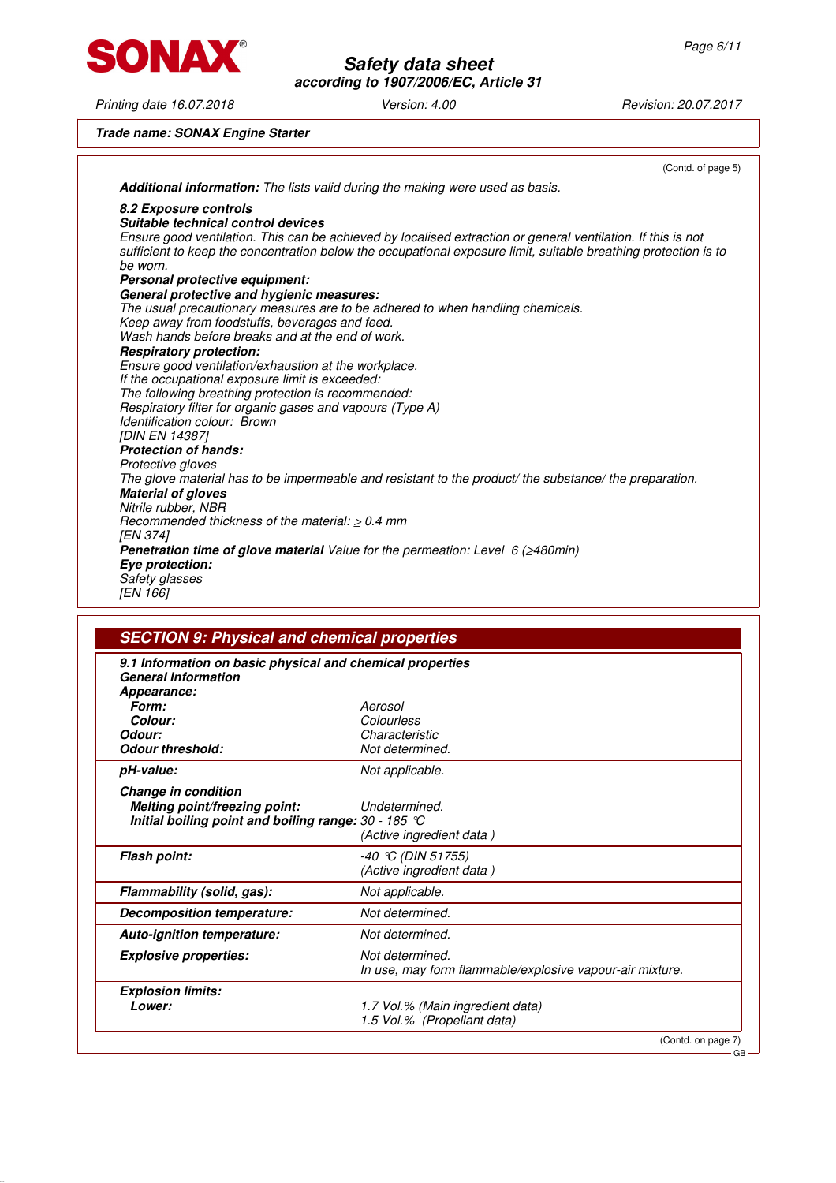*Trade name:* **SONAX Engine Starter**

(Contd. of page 5)

***Additional information:*** *The lists valid during the making were used as basis.*

***8.2 Exposure controls***

***Suitable technical control devices***

*Ensure good ventilation. This can be achieved by localised extraction or general ventilation. If this is not sufficient to keep the concentration below the occupational exposure limit, suitable breathing protection is to be worn.*

***Personal protective equipment:***

***General protective and hygienic measures:***

*The usual precautionary measures are to be adhered to when handling chemicals.*
*Keep away from foodstuffs, beverages and feed.*
*Wash hands before breaks and at the end of work.*

***Respiratory protection:***

*Ensure good ventilation/exhaustion at the workplace.*
*If the occupational exposure limit is exceeded:*
*The following breathing protection is recommended:*
*Respiratory filter for organic gases and vapours (Type A)*
*Identification colour: Brown*
*[DIN EN 14387]*

***Protection of hands:***

*Protective gloves*
*The glove material has to be impermeable and resistant to the product/ the substance/ the preparation.*

***Material of gloves***

*Nitrile rubber, NBR*
*Recommended thickness of the material: ≥ 0.4 mm*
*[EN 374]*

***Penetration time of glove material*** *Value for the permeation: Level 6 (≥480min)*

***Eye protection:***

*Safety glasses*
*[EN 166]*

## SECTION 9: Physical and chemical properties

***9.1 Information on basic physical and chemical properties***

***General Information***

| | |
|---|---|
| ***Appearance:*** | |
| ***Form:*** | *Aerosol* |
| ***Colour:*** | *Colourless* |
| ***Odour:*** | *Characteristic* |
| ***Odour threshold:*** | *Not determined.* |
| ***pH-value:*** | *Not applicable.* |
| ***Change in condition*** | |
| ***Melting point/freezing point:*** | *Undetermined.* |
| ***Initial boiling point and boiling range:*** | *30 - 185 °C (Active ingredient data )* |
| ***Flash point:*** | *-40 °C (DIN 51755) (Active ingredient data )* |
| ***Flammability (solid, gas):*** | *Not applicable.* |
| ***Decomposition temperature:*** | *Not determined.* |
| ***Auto-ignition temperature:*** | *Not determined.* |
| ***Explosive properties:*** | *Not determined. In use, may form flammable/explosive vapour-air mixture.* |
| ***Explosion limits:*** | |
| ***Lower:*** | *1.7 Vol.% (Main ingredient data) 1.5 Vol.% (Propellant data)* |

(Contd. on page 7)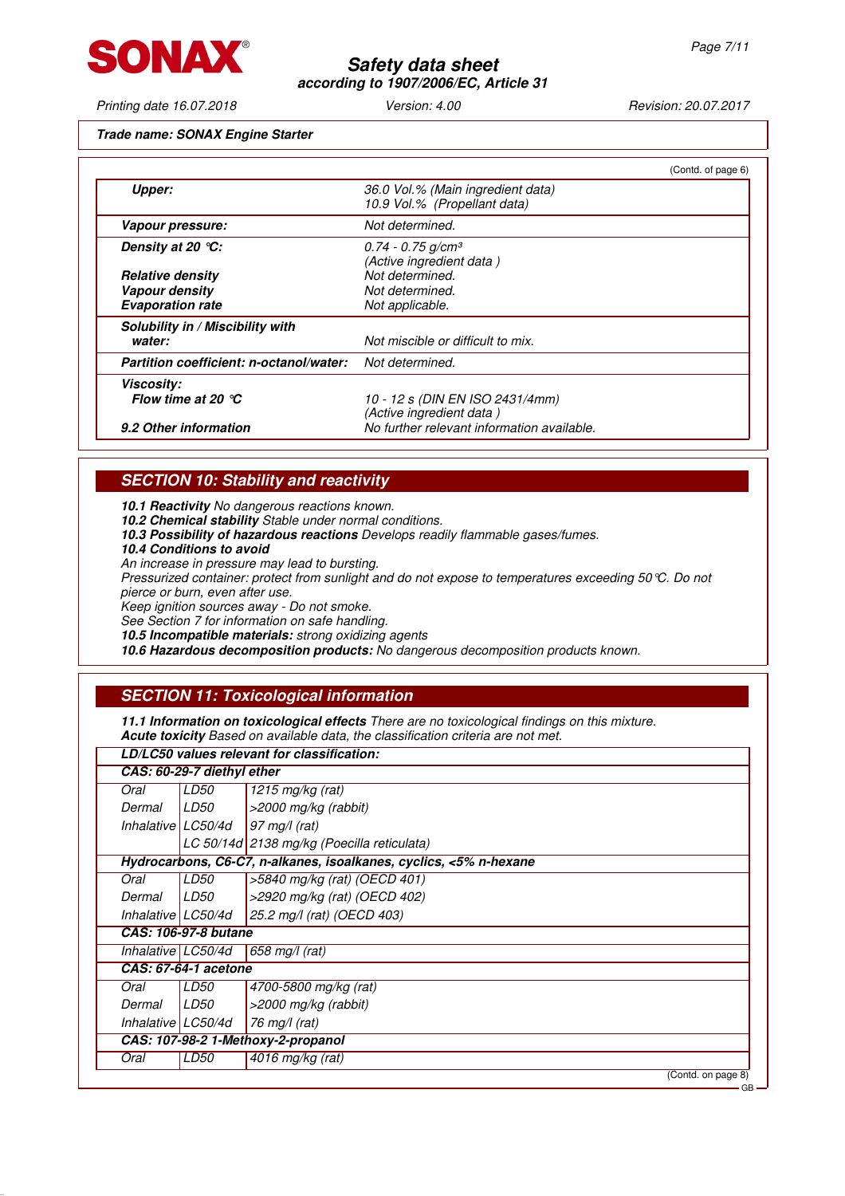**Trade name: SONAX Engine Starter**

(Contd. of page 6)

| | |
|---|---|
| **Upper:** | 36.0 Vol.% (Main ingredient data) 10.9 Vol.% (Propellant data) |
| **Vapour pressure:** | Not determined. |
| **Density at 20 °C:** | 0.74 - 0.75 g/cm³ (Active ingredient data ) |
| **Relative density** | Not determined. |
| **Vapour density** | Not determined. |
| **Evaporation rate** | Not applicable. |
| **Solubility in / Miscibility with water:** | Not miscible or difficult to mix. |
| **Partition coefficient: n-octanol/water:** | Not determined. |
| **Viscosity:** | |
| **Flow time at 20 °C** | 10 - 12 s (DIN EN ISO 2431/4mm) (Active ingredient data ) |
| **9.2 Other information** | No further relevant information available. |

## SECTION 10: Stability and reactivity

**10.1 Reactivity** No dangerous reactions known.
**10.2 Chemical stability** Stable under normal conditions.
**10.3 Possibility of hazardous reactions** Develops readily flammable gases/fumes.
**10.4 Conditions to avoid**
An increase in pressure may lead to bursting.
Pressurized container: protect from sunlight and do not expose to temperatures exceeding 50°C. Do not pierce or burn, even after use.
Keep ignition sources away - Do not smoke.
See Section 7 for information on safe handling.
**10.5 Incompatible materials:** strong oxidizing agents
**10.6 Hazardous decomposition products:** No dangerous decomposition products known.

## SECTION 11: Toxicological information

**11.1 Information on toxicological effects** There are no toxicological findings on this mixture.
**Acute toxicity** Based on available data, the classification criteria are not met.

| **LD/LC50 values relevant for classification:** | | |
|---|---|---|
| **CAS: 60-29-7 diethyl ether** | | |
| Oral | LD50 | 1215 mg/kg (rat) |
| Dermal | LD50 | >2000 mg/kg (rabbit) |
| Inhalative | LC50/4d | 97 mg/l (rat) |
| | LC 50/14d | 2138 mg/kg (Poecilla reticulata) |
| **Hydrocarbons, C6-C7, n-alkanes, isoalkanes, cyclics, <5% n-hexane** | | |
| Oral | LD50 | >5840 mg/kg (rat) (OECD 401) |
| Dermal | LD50 | >2920 mg/kg (rat) (OECD 402) |
| Inhalative | LC50/4d | 25.2 mg/l (rat) (OECD 403) |
| **CAS: 106-97-8 butane** | | |
| Inhalative | LC50/4d | 658 mg/l (rat) |
| **CAS: 67-64-1 acetone** | | |
| Oral | LD50 | 4700-5800 mg/kg (rat) |
| Dermal | LD50 | >2000 mg/kg (rabbit) |
| Inhalative | LC50/4d | 76 mg/l (rat) |
| **CAS: 107-98-2 1-Methoxy-2-propanol** | | |
| Oral | LD50 | 4016 mg/kg (rat) |

(Contd. on page 8)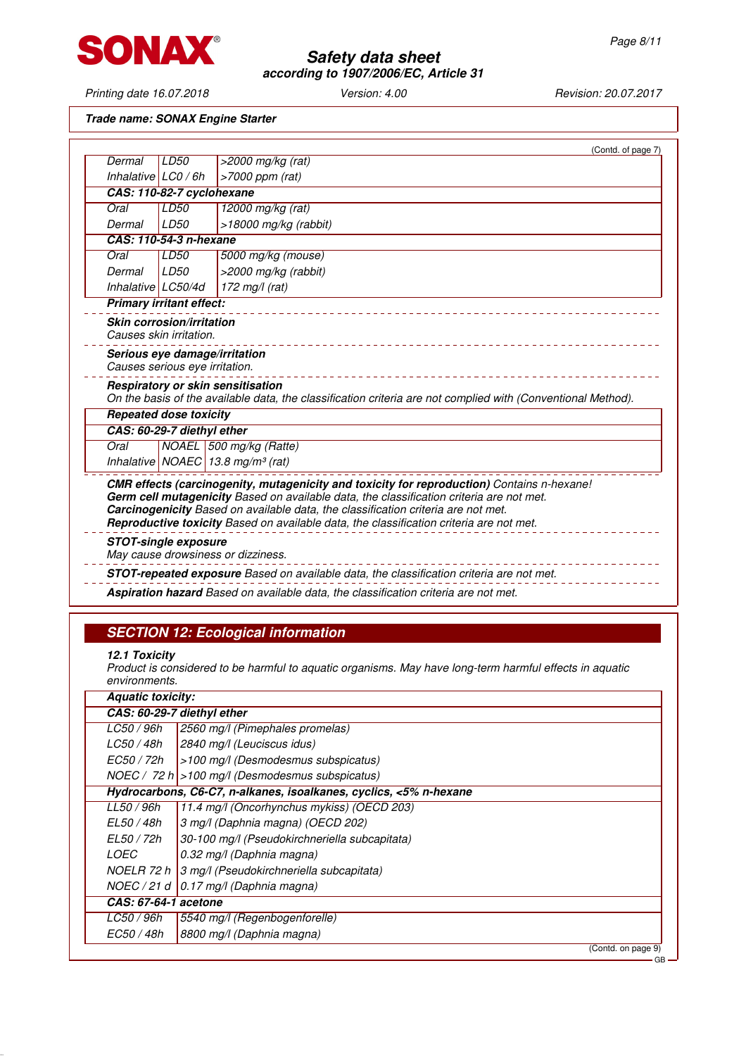Trade name: SONAX Engine Starter

(Contd. of page 7)

| | | |
|---|---|---|
| Dermal | LD50 | >2000 mg/kg (rat) |
| Inhalative | LC0 / 6h | >7000 ppm (rat) |
| **CAS: 110-82-7 cyclohexane** | | |
| Oral | LD50 | 12000 mg/kg (rat) |
| Dermal | LD50 | >18000 mg/kg (rabbit) |
| **CAS: 110-54-3 n-hexane** | | |
| Oral | LD50 | 5000 mg/kg (mouse) |
| Dermal | LD50 | >2000 mg/kg (rabbit) |
| Inhalative | LC50/4d | 172 mg/l (rat) |

**Primary irritant effect:**

**Skin corrosion/irritation**
Causes skin irritation.

**Serious eye damage/irritation**
Causes serious eye irritation.

**Respiratory or skin sensitisation**
On the basis of the available data, the classification criteria are not complied with (Conventional Method).

**Repeated dose toxicity**

| | | |
|---|---|---|
| **CAS: 60-29-7 diethyl ether** | | |
| Oral | NOAEL | 500 mg/kg (Ratte) |
| Inhalative | NOAEC | 13.8 mg/m³ (rat) |

**CMR effects (carcinogenity, mutagenicity and toxicity for reproduction)** Contains n-hexane!
**Germ cell mutagenicity** Based on available data, the classification criteria are not met.
**Carcinogenicity** Based on available data, the classification criteria are not met.
**Reproductive toxicity** Based on available data, the classification criteria are not met.

**STOT-single exposure**
May cause drowsiness or dizziness.

**STOT-repeated exposure** Based on available data, the classification criteria are not met.

**Aspiration hazard** Based on available data, the classification criteria are not met.

## SECTION 12: Ecological information

**12.1 Toxicity**
Product is considered to be harmful to aquatic organisms. May have long-term harmful effects in aquatic environments.

**Aquatic toxicity:**

| | |
|---|---|
| **CAS: 60-29-7 diethyl ether** | |
| LC50 / 96h | 2560 mg/l (Pimephales promelas) |
| LC50 / 48h | 2840 mg/l (Leuciscus idus) |
| EC50 / 72h | >100 mg/l (Desmodesmus subspicatus) |
| NOEC / 72 h | >100 mg/l (Desmodesmus subspicatus) |
| **Hydrocarbons, C6-C7, n-alkanes, isoalkanes, cyclics, <5% n-hexane** | |
| LL50 / 96h | 11.4 mg/l (Oncorhynchus mykiss) (OECD 203) |
| EL50 / 48h | 3 mg/l (Daphnia magna) (OECD 202) |
| EL50 / 72h | 30-100 mg/l (Pseudokirchneriella subcapitata) |
| LOEC | 0.32 mg/l (Daphnia magna) |
| NOELR 72 h | 3 mg/l (Pseudokirchneriella subcapitata) |
| NOEC / 21 d | 0.17 mg/l (Daphnia magna) |
| **CAS: 67-64-1 acetone** | |
| LC50 / 96h | 5540 mg/l (Regenbogenforelle) |
| EC50 / 48h | 8800 mg/l (Daphnia magna) |

(Contd. on page 9)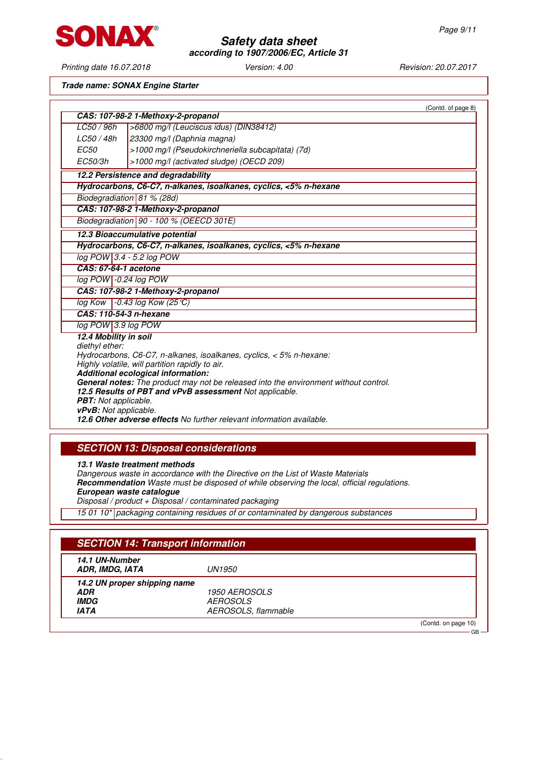Trade name: SONAX Engine Starter

(Contd. of page 8)

| CAS: 107-98-2 1-Methoxy-2-propanol | |
|---|---|
| LC50 / 96h | >6800 mg/l (Leuciscus idus) (DIN38412) |
| LC50 / 48h | 23300 mg/l (Daphnia magna) |
| EC50 | >1000 mg/l (Pseudokirchneriella subcapitata) (7d) |
| EC50/3h | >1000 mg/l (activated sludge) (OECD 209) |

**12.2 Persistence and degradability**

| Hydrocarbons, C6-C7, n-alkanes, isoalkanes, cyclics, <5% n-hexane | |
|---|---|
| Biodegradation | 81 % (28d) |
| **CAS: 107-98-2 1-Methoxy-2-propanol** | |
| Biodegradation | 90 - 100 % (OEECD 301E) |

**12.3 Bioaccumulative potential**

| Hydrocarbons, C6-C7, n-alkanes, isoalkanes, cyclics, <5% n-hexane | |
|---|---|
| log POW | 3.4 - 5.2 log POW |
| **CAS: 67-64-1 acetone** | |
| log POW | -0.24 log POW |
| **CAS: 107-98-2 1-Methoxy-2-propanol** | |
| log Kow | -0.43 log Kow (25°C) |
| **CAS: 110-54-3 n-hexane** | |
| log POW | 3.9 log POW |

**12.4 Mobility in soil**
diethyl ether:
Hydrocarbons, C6-C7, n-alkanes, isoalkanes, cyclics, < 5% n-hexane:
Highly volatile, will partition rapidly to air.
**Additional ecological information:**
**General notes:** The product may not be released into the environment without control.
**12.5 Results of PBT and vPvB assessment** Not applicable.
**PBT:** Not applicable.
**vPvB:** Not applicable.
**12.6 Other adverse effects** No further relevant information available.

## SECTION 13: Disposal considerations

**13.1 Waste treatment methods**
Dangerous waste in accordance with the Directive on the List of Waste Materials
**Recommendation** Waste must be disposed of while observing the local, official regulations.
**European waste catalogue**
Disposal / product + Disposal / contaminated packaging

| 15 01 10* | packaging containing residues of or contaminated by dangerous substances |
|---|---|

## SECTION 14: Transport information

| | |
|---|---|
| **14.1 UN-Number** | |
| **ADR, IMDG, IATA** | UN1950 |
| **14.2 UN proper shipping name** | |
| **ADR** | 1950 AEROSOLS |
| **IMDG** | AEROSOLS |
| **IATA** | AEROSOLS, flammable |

(Contd. on page 10)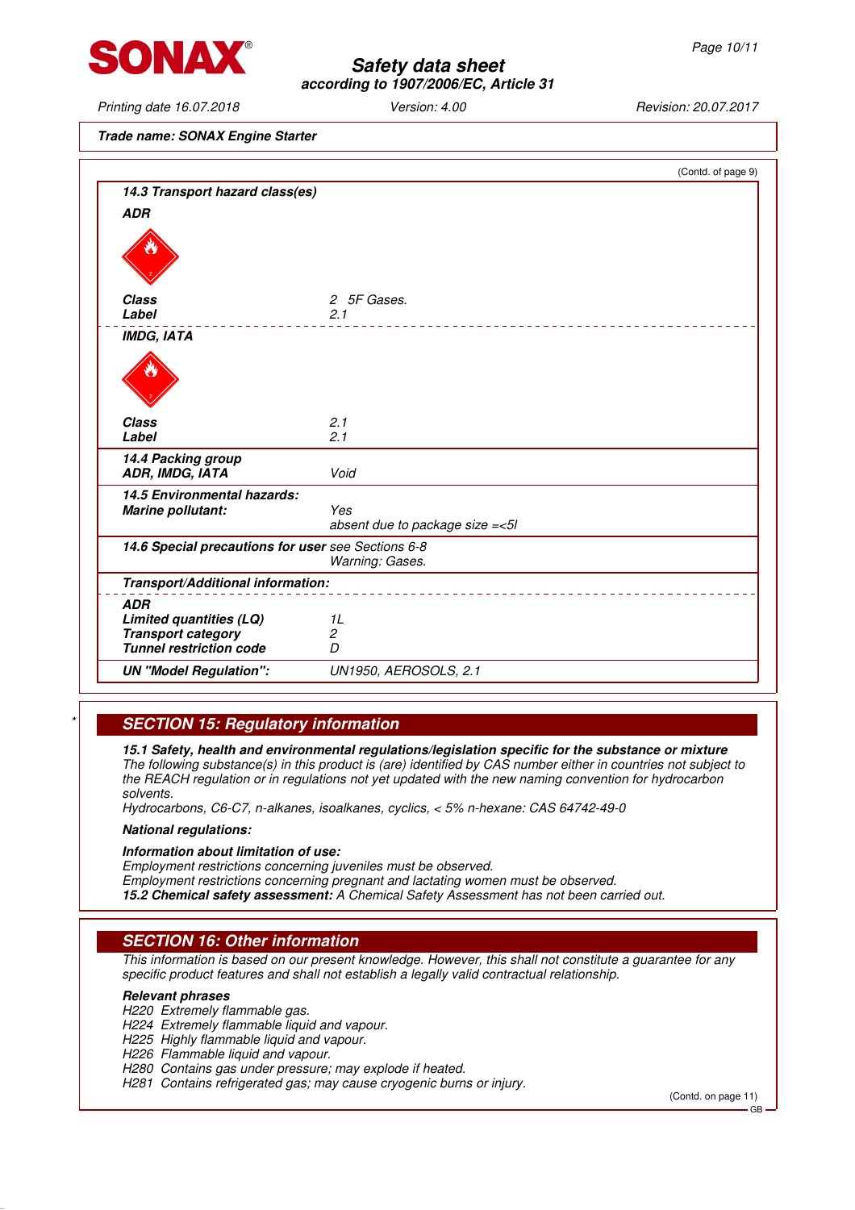**Trade name: SONAX Engine Starter**

(Contd. of page 9)

**14.3 Transport hazard class(es)**

**ADR**

| | |
|---|---|
| **Class** | 2 5F Gases. |
| **Label** | 2.1 |

**IMDG, IATA**

| | |
|---|---|
| **Class** | 2.1 |
| **Label** | 2.1 |

| | |
|---|---|
| **14.4 Packing group** | |
| **ADR, IMDG, IATA** | Void |
| **14.5 Environmental hazards:** | |
| **Marine pollutant:** | Yes<br>absent due to package size =<5l |
| **14.6 Special precautions for user** | see Sections 6-8<br>Warning: Gases. |

**Transport/Additional information:**

| | |
|---|---|
| **ADR** | |
| **Limited quantities (LQ)** | 1L |
| **Transport category** | 2 |
| **Tunnel restriction code** | D |
| **UN "Model Regulation":** | UN1950, AEROSOLS, 2.1 |

## * SECTION 15: Regulatory information

**15.1 Safety, health and environmental regulations/legislation specific for the substance or mixture**
*The following substance(s) in this product is (are) identified by CAS number either in countries not subject to the REACH regulation or in regulations not yet updated with the new naming convention for hydrocarbon solvents.*
*Hydrocarbons, C6-C7, n-alkanes, isoalkanes, cyclics, < 5% n-hexane: CAS 64742-49-0*

**National regulations:**

**Information about limitation of use:**
*Employment restrictions concerning juveniles must be observed.*
*Employment restrictions concerning pregnant and lactating women must be observed.*
**15.2 Chemical safety assessment:** *A Chemical Safety Assessment has not been carried out.*

## SECTION 16: Other information

*This information is based on our present knowledge. However, this shall not constitute a guarantee for any specific product features and shall not establish a legally valid contractual relationship.*

**Relevant phrases**
*H220 Extremely flammable gas.*
*H224 Extremely flammable liquid and vapour.*
*H225 Highly flammable liquid and vapour.*
*H226 Flammable liquid and vapour.*
*H280 Contains gas under pressure; may explode if heated.*
*H281 Contains refrigerated gas; may cause cryogenic burns or injury.*

(Contd. on page 11)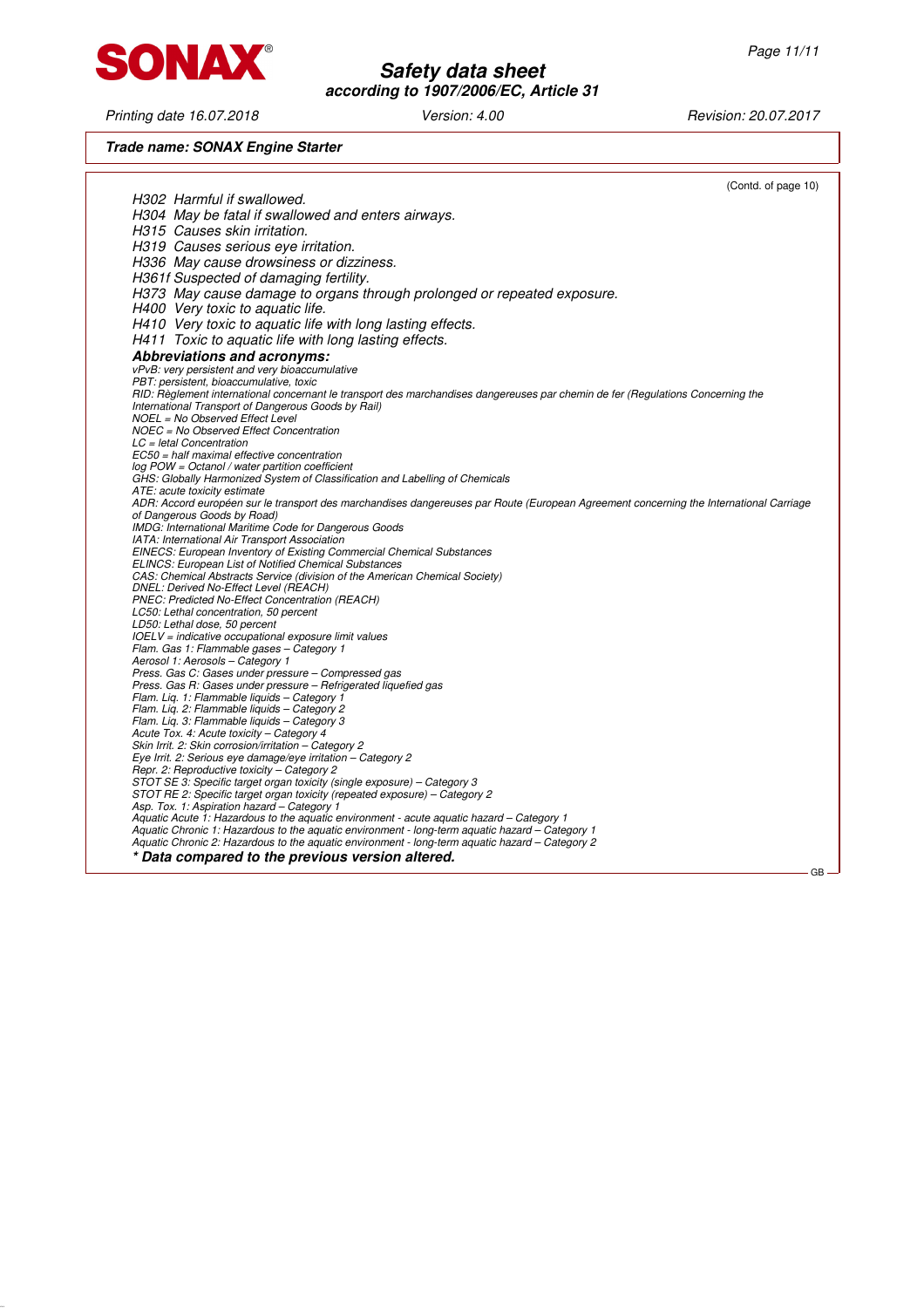**Trade name: SONAX Engine Starter**

(Contd. of page 10)

H302 Harmful if swallowed.
H304 May be fatal if swallowed and enters airways.
H315 Causes skin irritation.
H319 Causes serious eye irritation.
H336 May cause drowsiness or dizziness.
H361f Suspected of damaging fertility.
H373 May cause damage to organs through prolonged or repeated exposure.
H400 Very toxic to aquatic life.
H410 Very toxic to aquatic life with long lasting effects.
H411 Toxic to aquatic life with long lasting effects.

**Abbreviations and acronyms:**

vPvB: very persistent and very bioaccumulative
PBT: persistent, bioaccumulative, toxic
RID: Règlement international concernant le transport des marchandises dangereuses par chemin de fer (Regulations Concerning the International Transport of Dangerous Goods by Rail)
NOEL = No Observed Effect Level
NOEC = No Observed Effect Concentration
LC = letal Concentration
EC50 = half maximal effective concentration
log POW = Octanol / water partition coefficient
GHS: Globally Harmonized System of Classification and Labelling of Chemicals
ATE: acute toxicity estimate
ADR: Accord européen sur le transport des marchandises dangereuses par Route (European Agreement concerning the International Carriage of Dangerous Goods by Road)
IMDG: International Maritime Code for Dangerous Goods
IATA: International Air Transport Association
EINECS: European Inventory of Existing Commercial Chemical Substances
ELINCS: European List of Notified Chemical Substances
CAS: Chemical Abstracts Service (division of the American Chemical Society)
DNEL: Derived No-Effect Level (REACH)
PNEC: Predicted No-Effect Concentration (REACH)
LC50: Lethal concentration, 50 percent
LD50: Lethal dose, 50 percent
IOELV = indicative occupational exposure limit values
Flam. Gas 1: Flammable gases – Category 1
Aerosol 1: Aerosols – Category 1
Press. Gas C: Gases under pressure – Compressed gas
Press. Gas R: Gases under pressure – Refrigerated liquefied gas
Flam. Liq. 1: Flammable liquids – Category 1
Flam. Liq. 2: Flammable liquids – Category 2
Flam. Liq. 3: Flammable liquids – Category 3
Acute Tox. 4: Acute toxicity – Category 4
Skin Irrit. 2: Skin corrosion/irritation – Category 2
Eye Irrit. 2: Serious eye damage/eye irritation – Category 2
Repr. 2: Reproductive toxicity – Category 2
STOT SE 3: Specific target organ toxicity (single exposure) – Category 3
STOT RE 2: Specific target organ toxicity (repeated exposure) – Category 2
Asp. Tox. 1: Aspiration hazard – Category 1
Aquatic Acute 1: Hazardous to the aquatic environment - acute aquatic hazard – Category 1
Aquatic Chronic 1: Hazardous to the aquatic environment - long-term aquatic hazard – Category 1
Aquatic Chronic 2: Hazardous to the aquatic environment - long-term aquatic hazard – Category 2

**\* Data compared to the previous version altered.**

GB